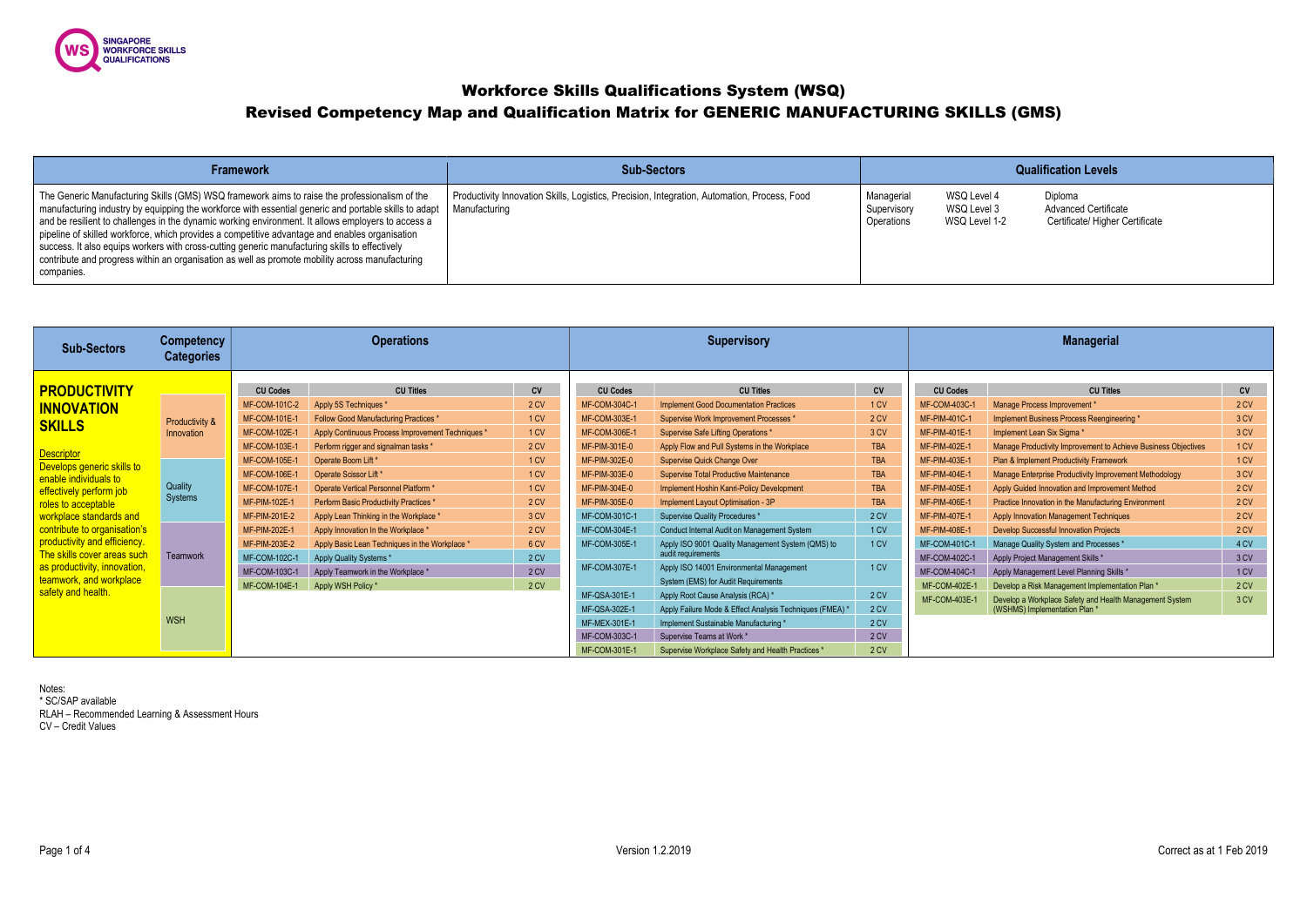SINGAPORE WORKFORCE SKILLS QUALIFICATIONS

# Workforce Skills Qualifications System (WSQ)

# Revised Competency Map and Qualification Matrix for GENERIC MANUFACTURING SKILLS (GMS)

| Framework | Sub-Sectors | Qualification Levels | | |
|---|---|---|---|---|
| The Generic Manufacturing Skills (GMS) WSQ framework aims to raise the professionalism of the manufacturing industry by equipping the workforce with essential generic and portable skills to adapt and be resilient to challenges in the dynamic working environment. It allows employers to access a pipeline of skilled workforce, which provides a competitive advantage and enables organisation success. It also equips workers with cross-cutting generic manufacturing skills to effectively contribute and progress within an organisation as well as promote mobility across manufacturing companies. | Productivity Innovation Skills, Logistics, Precision, Integration, Automation, Process, Food Manufacturing | Managerial | WSQ Level 4 | Diploma |
| | | Supervisory | WSQ Level 3 | Advanced Certificate |
| | | Operations | WSQ Level 1-2 | Certificate/ Higher Certificate |

**Sub-Sector: PRODUCTIVITY INNOVATION SKILLS**

Descriptor
Develops generic skills to enable individuals to effectively perform job roles to acceptable workplace standards and contribute to organisation's productivity and efficiency. The skills cover areas such as productivity, innovation, teamwork, and workplace safety and health.

Competency Categories: Productivity & Innovation; Quality Systems; Teamwork; WSH

### Operations

| CU Codes | CU Titles | CV |
|---|---|---|
| MF-COM-101C-2 | Apply 5S Techniques * | 2 CV |
| MF-COM-101E-1 | Follow Good Manufacturing Practices * | 1 CV |
| MF-COM-102E-1 | Apply Continuous Process Improvement Techniques * | 1 CV |
| MF-COM-103E-1 | Perform rigger and signalman tasks * | 2 CV |
| MF-COM-105E-1 | Operate Boom Lift * | 1 CV |
| MF-COM-106E-1 | Operate Scissor Lift * | 1 CV |
| MF-COM-107E-1 | Operate Vertical Personnel Platform * | 1 CV |
| MF-PIM-102E-1 | Perform Basic Productivity Practices * | 2 CV |
| MF-PIM-201E-2 | Apply Lean Thinking in the Workplace * | 3 CV |
| MF-PIM-202E-1 | Apply Innovation In the Workplace * | 2 CV |
| MF-PIM-203E-2 | Apply Basic Lean Techniques in the Workplace * | 6 CV |
| MF-COM-102C-1 | Apply Quality Systems * | 2 CV |
| MF-COM-103C-1 | Apply Teamwork in the Workplace * | 2 CV |
| MF-COM-104E-1 | Apply WSH Policy * | 2 CV |

### Supervisory

| CU Codes | CU Titles | CV |
|---|---|---|
| MF-COM-304C-1 | Implement Good Documentation Practices | 1 CV |
| MF-COM-303E-1 | Supervise Work Improvement Processes * | 2 CV |
| MF-COM-306E-1 | Supervise Safe Lifting Operations * | 3 CV |
| MF-PIM-301E-0 | Apply Flow and Pull Systems in the Workplace | TBA |
| MF-PIM-302E-0 | Supervise Quick Change Over | TBA |
| MF-PIM-303E-0 | Supervise Total Productive Maintenance | TBA |
| MF-PIM-304E-0 | Implement Hoshin Kanri-Policy Development | TBA |
| MF-PIM-305E-0 | Implement Layout Optimisation - 3P | TBA |
| MF-COM-301C-1 | Supervise Quality Procedures * | 2 CV |
| MF-COM-304E-1 | Conduct Internal Audit on Management System | 1 CV |
| MF-COM-305E-1 | Apply ISO 9001 Quality Management System (QMS) to audit requirements | 1 CV |
| MF-COM-307E-1 | Apply ISO 14001 Environmental Management System (EMS) for Audit Requirements | 1 CV |
| MF-QSA-301E-1 | Apply Root Cause Analysis (RCA) * | 2 CV |
| MF-QSA-302E-1 | Apply Failure Mode & Effect Analysis Techniques (FMEA) * | 2 CV |
| MF-MEX-301E-1 | Implement Sustainable Manufacturing * | 2 CV |
| MF-COM-303C-1 | Supervise Teams at Work * | 2 CV |
| MF-COM-301E-1 | Supervise Workplace Safety and Health Practices * | 2 CV |

### Managerial

| CU Codes | CU Titles | CV |
|---|---|---|
| MF-COM-403C-1 | Manage Process Improvement * | 2 CV |
| MF-PIM-401C-1 | Implement Business Process Reengineering * | 3 CV |
| MF-PIM-401E-1 | Implement Lean Six Sigma * | 3 CV |
| MF-PIM-402E-1 | Manage Productivity Improvement to Achieve Business Objectives | 1 CV |
| MF-PIM-403E-1 | Plan & Implement Productivity Framework | 1 CV |
| MF-PIM-404E-1 | Manage Enterprise Productivity Improvement Methodology | 3 CV |
| MF-PIM-405E-1 | Apply Guided Innovation and Improvement Method | 2 CV |
| MF-PIM-406E-1 | Practice Innovation in the Manufacturing Environment | 2 CV |
| MF-PIM-407E-1 | Apply Innovation Management Techniques | 2 CV |
| MF-PIM-408E-1 | Develop Successful Innovation Projects | 2 CV |
| MF-COM-401C-1 | Manage Quality System and Processes * | 4 CV |
| MF-COM-402C-1 | Apply Project Management Skills * | 3 CV |
| MF-COM-404C-1 | Apply Management Level Planning Skills * | 1 CV |
| MF-COM-402E-1 | Develop a Risk Management Implementation Plan * | 2 CV |
| MF-COM-403E-1 | Develop a Workplace Safety and Health Management System (WSHMS) Implementation Plan * | 3 CV |

Notes:
* SC/SAP available
RLAH – Recommended Learning & Assessment Hours
CV – Credit Values

Version 1.2.2019

Correct as at 1 Feb 2019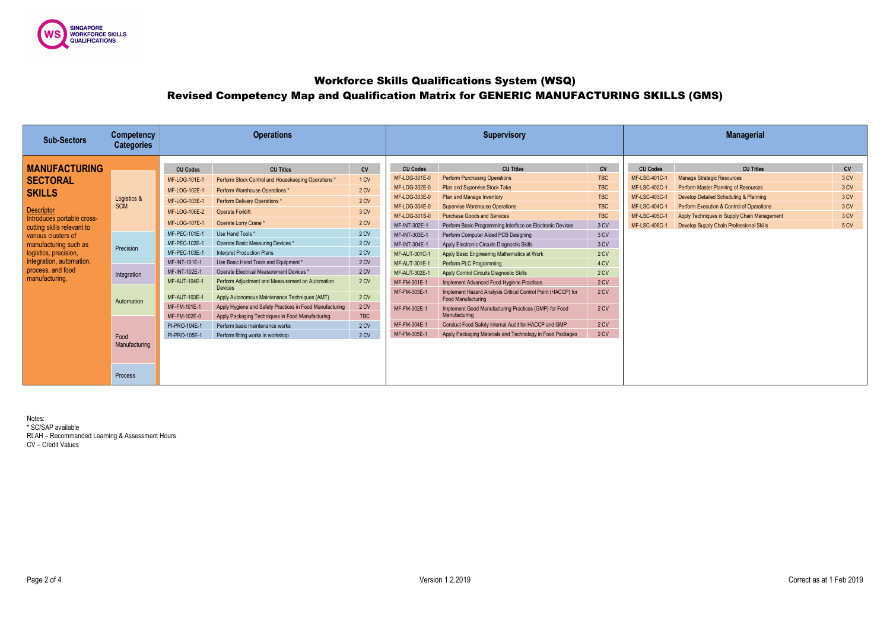SINGAPORE WORKFORCE SKILLS QUALIFICATIONS

# Workforce Skills Qualifications System (WSQ)

## Revised Competency Map and Qualification Matrix for GENERIC MANUFACTURING SKILLS (GMS)

**Sub-Sectors:** MANUFACTURING SECTORAL SKILLS

Descriptor
Introduces portable cross-cutting skills relevant to various clusters of manufacturing such as logistics, precision, integration, automation, process, and food manufacturing.

**Competency Categories:** Logistics & SCM; Precision; Integration; Automation; Food Manufacturing; Process

### Operations

| CU Codes | CU Titles | CV |
|---|---|---|
| MF-LOG-101E-1 | Perform Stock Control and Housekeeping Operations * | 1 CV |
| MF-LOG-102E-1 | Perform Warehouse Operations * | 2 CV |
| MF-LOG-103E-1 | Perform Delivery Operations * | 2 CV |
| MF-LOG-106E-2 | Operate Forklift | 3 CV |
| MF-LOG-107E-1 | Operate Lorry Crane * | 2 CV |
| MF-PEC-101E-1 | Use Hand Tools * | 2 CV |
| MF-PEC-102E-1 | Operate Basic Measuring Devices * | 2 CV |
| MF-PEC-103E-1 | Interpret Production Plans | 2 CV |
| MF-INT-101E-1 | Use Basic Hand Tools and Equipment * | 2 CV |
| MF-INT-102E-1 | Operate Electrical Measurement Devices * | 2 CV |
| MF-AUT-104E-1 | Perform Adjustment and Measurement on Automation Devices | 2 CV |
| MF-AUT-103E-1 | Apply Autonomous Maintenance Techniques (AMT) | 2 CV |
| MF-FM-101E-1 | Apply Hygiene and Safety Practices in Food Manufacturing | 2 CV |
| MF-FM-102E-0 | Apply Packaging Techniques in Food Manufacturing | TBC |
| PI-PRO-104E-1 | Perform basic maintenance works | 2 CV |
| PI-PRO-105E-1 | Perform fitting works in workshop | 2 CV |

### Supervisory

| CU Codes | CU Titles | CV |
|---|---|---|
| MF-LOG-301E-0 | Perform Purchasing Operations | TBC |
| MF-LOG-302E-0 | Plan and Supervise Stock Take | TBC |
| MF-LOG-303E-0 | Plan and Manage Inventory | TBC |
| MF-LOG-304E-0 | Supervise Warehouse Operations | TBC |
| MF-LOG-301S-0 | Purchase Goods and Services | TBC |
| MF-INT-302E-1 | Perform Basic Programming Interface on Electronic Devices | 3 CV |
| MF-INT-303E-1 | Perform Computer Aided PCB Designing | 3 CV |
| MF-INT-304E-1 | Apply Electronic Circuits Diagnostic Skills | 3 CV |
| MF-AUT-301C-1 | Apply Basic Engineering Mathematics at Work | 2 CV |
| MF-AUT-301E-1 | Perform PLC Programming | 4 CV |
| MF-AUT-302E-1 | Apply Control Circuits Diagnostic Skills | 2 CV |
| MF-FM-301E-1 | Implement Advanced Food Hygiene Practices | 2 CV |
| MF-FM-303E-1 | Implement Hazard Analysis Critical Control Point (HACCP) for Food Manufacturing | 2 CV |
| MF-FM-302E-1 | Implement Good Manufacturing Practices (GMP) for Food Manufacturing | 2 CV |
| MF-FM-304E-1 | Conduct Food Safety Internal Audit for HACCP and GMP | 2 CV |
| MF-FM-305E-1 | Apply Packaging Materials and Technology in Food Packages | 2 CV |

### Managerial

| CU Codes | CU Titles | CV |
|---|---|---|
| MF-LSC-401C-1 | Manage Strategic Resources | 3 CV |
| MF-LSC-402C-1 | Perform Master Planning of Resources | 3 CV |
| MF-LSC-403C-1 | Develop Detailed Scheduling & Planning | 3 CV |
| MF-LSC-404C-1 | Perform Execution & Control of Operations | 3 CV |
| MF-LSC-405C-1 | Apply Techniques in Supply Chain Management | 3 CV |
| MF-LSC-406C-1 | Develop Supply Chain Professional Skills | 5 CV |

Notes:
* SC/SAP available
RLAH – Recommended Learning & Assessment Hours
CV – Credit Values

Version 1.2.2019

Correct as at 1 Feb 2019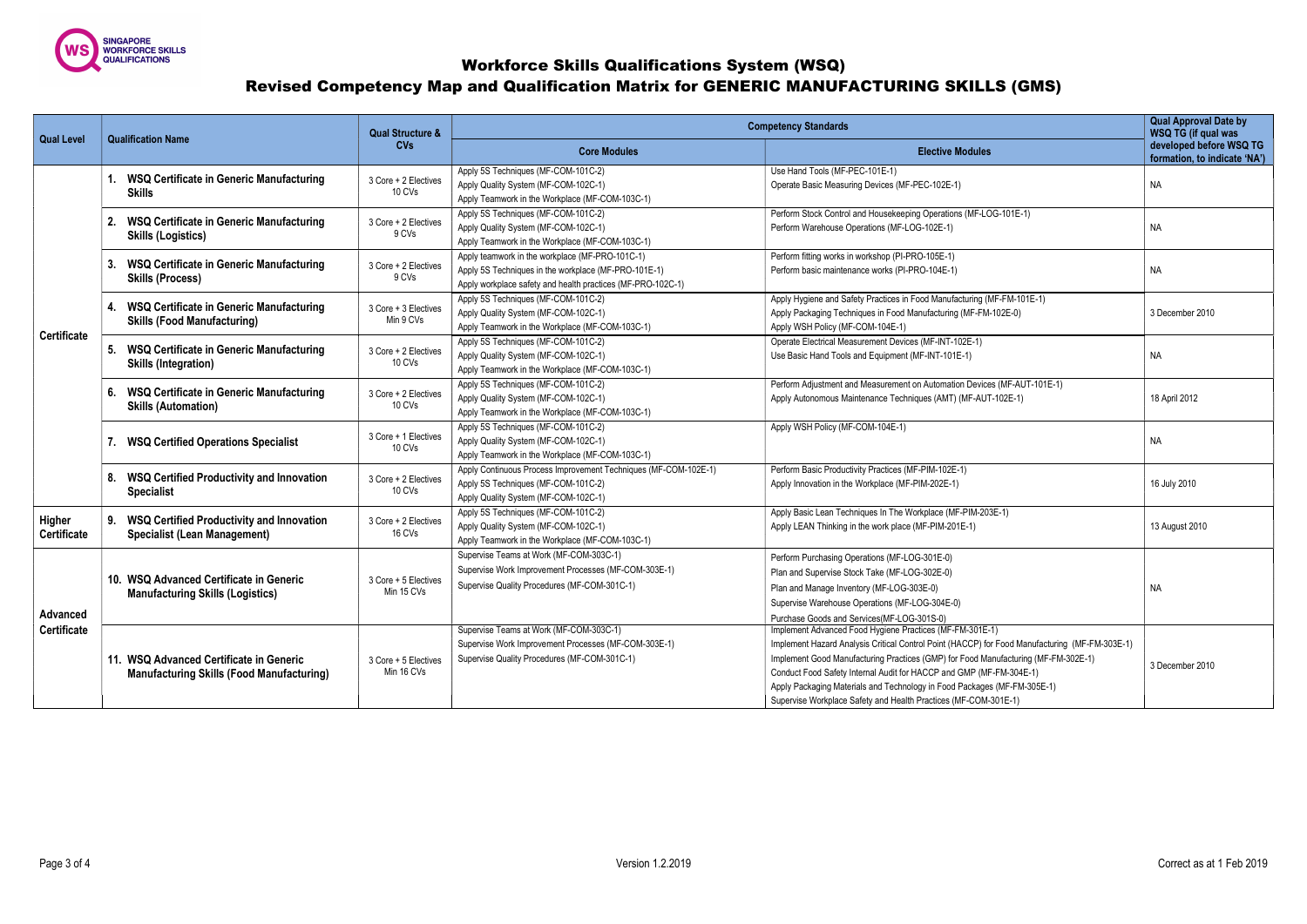# Workforce Skills Qualifications System (WSQ)

## Revised Competency Map and Qualification Matrix for GENERIC MANUFACTURING SKILLS (GMS)

| Qual Level | Qualification Name | Qual Structure & CVs | Competency Standards | | Qual Approval Date by WSQ TG (if qual was developed before WSQ TG formation, to indicate 'NA') |
|---|---|---|---|---|---|
| | | | **Core Modules** | **Elective Modules** | |
| Certificate | 1. **WSQ Certificate in Generic Manufacturing Skills** | 3 Core + 2 Electives 10 CVs | Apply 5S Techniques (MF-COM-101C-2)<br>Apply Quality System (MF-COM-102C-1)<br>Apply Teamwork in the Workplace (MF-COM-103C-1) | Use Hand Tools (MF-PEC-101E-1)<br>Operate Basic Measuring Devices (MF-PEC-102E-1) | NA |
| | 2. **WSQ Certificate in Generic Manufacturing Skills (Logistics)** | 3 Core + 2 Electives 9 CVs | Apply 5S Techniques (MF-COM-101C-2)<br>Apply Quality System (MF-COM-102C-1)<br>Apply Teamwork in the Workplace (MF-COM-103C-1) | Perform Stock Control and Housekeeping Operations (MF-LOG-101E-1)<br>Perform Warehouse Operations (MF-LOG-102E-1) | NA |
| | 3. **WSQ Certificate in Generic Manufacturing Skills (Process)** | 3 Core + 2 Electives 9 CVs | Apply teamwork in the workplace (MF-PRO-101C-1)<br>Apply 5S Techniques in the workplace (MF-PRO-101E-1)<br>Apply workplace safety and health practices (MF-PRO-102C-1) | Perform fitting works in workshop (PI-PRO-105E-1)<br>Perform basic maintenance works (PI-PRO-104E-1) | NA |
| | 4. **WSQ Certificate in Generic Manufacturing Skills (Food Manufacturing)** | 3 Core + 3 Electives Min 9 CVs | Apply 5S Techniques (MF-COM-101C-2)<br>Apply Quality System (MF-COM-102C-1)<br>Apply Teamwork in the Workplace (MF-COM-103C-1) | Apply Hygiene and Safety Practices in Food Manufacturing (MF-FM-101E-1)<br>Apply Packaging Techniques in Food Manufacturing (MF-FM-102E-0)<br>Apply WSH Policy (MF-COM-104E-1) | 3 December 2010 |
| | 5. **WSQ Certificate in Generic Manufacturing Skills (Integration)** | 3 Core + 2 Electives 10 CVs | Apply 5S Techniques (MF-COM-101C-2)<br>Apply Quality System (MF-COM-102C-1)<br>Apply Teamwork in the Workplace (MF-COM-103C-1) | Operate Electrical Measurement Devices (MF-INT-102E-1)<br>Use Basic Hand Tools and Equipment (MF-INT-101E-1) | NA |
| | 6. **WSQ Certificate in Generic Manufacturing Skills (Automation)** | 3 Core + 2 Electives 10 CVs | Apply 5S Techniques (MF-COM-101C-2)<br>Apply Quality System (MF-COM-102C-1)<br>Apply Teamwork in the Workplace (MF-COM-103C-1) | Perform Adjustment and Measurement on Automation Devices (MF-AUT-101E-1)<br>Apply Autonomous Maintenance Techniques (AMT) (MF-AUT-102E-1) | 18 April 2012 |
| | 7. **WSQ Certified Operations Specialist** | 3 Core + 1 Electives 10 CVs | Apply 5S Techniques (MF-COM-101C-2)<br>Apply Quality System (MF-COM-102C-1)<br>Apply Teamwork in the Workplace (MF-COM-103C-1) | Apply WSH Policy (MF-COM-104E-1) | NA |
| | 8. **WSQ Certified Productivity and Innovation Specialist** | 3 Core + 2 Electives 10 CVs | Apply Continuous Process Improvement Techniques (MF-COM-102E-1)<br>Apply 5S Techniques (MF-COM-101C-2)<br>Apply Quality System (MF-COM-102C-1) | Perform Basic Productivity Practices (MF-PIM-102E-1)<br>Apply Innovation in the Workplace (MF-PIM-202E-1) | 16 July 2010 |
| Higher Certificate | 9. **WSQ Certified Productivity and Innovation Specialist (Lean Management)** | 3 Core + 2 Electives 16 CVs | Apply 5S Techniques (MF-COM-101C-2)<br>Apply Quality System (MF-COM-102C-1)<br>Apply Teamwork in the Workplace (MF-COM-103C-1) | Apply Basic Lean Techniques In The Workplace (MF-PIM-203E-1)<br>Apply LEAN Thinking in the work place (MF-PIM-201E-1) | 13 August 2010 |
| Advanced Certificate | 10. **WSQ Advanced Certificate in Generic Manufacturing Skills (Logistics)** | 3 Core + 5 Electives Min 15 CVs | Supervise Teams at Work (MF-COM-303C-1)<br>Supervise Work Improvement Processes (MF-COM-303E-1)<br>Supervise Quality Procedures (MF-COM-301C-1) | Perform Purchasing Operations (MF-LOG-301E-0)<br>Plan and Supervise Stock Take (MF-LOG-302E-0)<br>Plan and Manage Inventory (MF-LOG-303E-0)<br>Supervise Warehouse Operations (MF-LOG-304E-0)<br>Purchase Goods and Services(MF-LOG-301S-0) | NA |
| | 11. **WSQ Advanced Certificate in Generic Manufacturing Skills (Food Manufacturing)** | 3 Core + 5 Electives Min 16 CVs | Supervise Teams at Work (MF-COM-303C-1)<br>Supervise Work Improvement Processes (MF-COM-303E-1)<br>Supervise Quality Procedures (MF-COM-301C-1) | Implement Advanced Food Hygiene Practices (MF-FM-301E-1)<br>Implement Hazard Analysis Critical Control Point (HACCP) for Food Manufacturing (MF-FM-303E-1)<br>Implement Good Manufacturing Practices (GMP) for Food Manufacturing (MF-FM-302E-1)<br>Conduct Food Safety Internal Audit for HACCP and GMP (MF-FM-304E-1)<br>Apply Packaging Materials and Technology in Food Packages (MF-FM-305E-1)<br>Supervise Workplace Safety and Health Practices (MF-COM-301E-1) | 3 December 2010 |

Version 1.2.2019

Correct as at 1 Feb 2019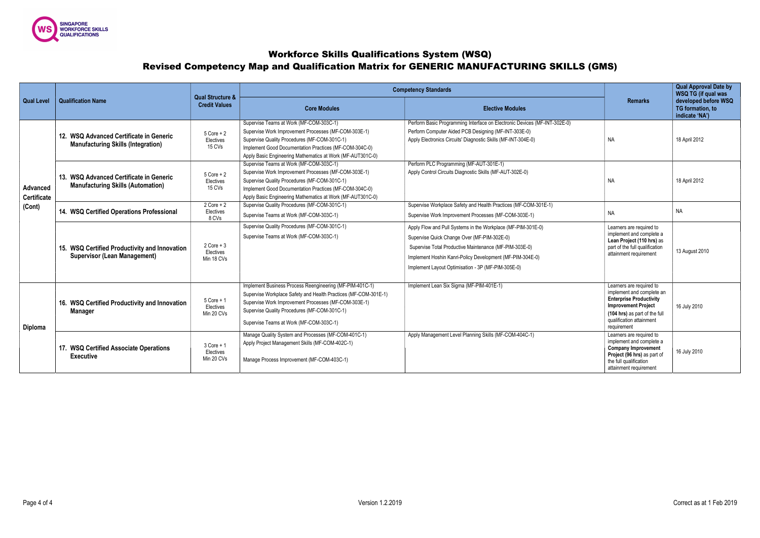# Workforce Skills Qualifications System (WSQ)

## Revised Competency Map and Qualification Matrix for GENERIC MANUFACTURING SKILLS (GMS)

| Qual Level | Qualification Name | Qual Structure & Credit Values | Competency Standards | | Remarks | Qual Approval Date by WSQ TG (if qual was developed before WSQ TG formation, to indicate 'NA') |
|---|---|---|---|---|---|---|
| | | | Core Modules | Elective Modules | | |
| Advanced Certificate (Cont) | 12. WSQ Advanced Certificate in Generic Manufacturing Skills (Integration) | 5 Core + 2 Electives 15 CVs | Supervise Teams at Work (MF-COM-303C-1)<br>Supervise Work Improvement Processes (MF-COM-303E-1)<br>Supervise Quality Procedures (MF-COM-301C-1)<br>Implement Good Documentation Practices (MF-COM-304C-0)<br>Apply Basic Engineering Mathematics at Work (MF-AUT301C-0) | Perform Basic Programming Interface on Electronic Devices (MF-INT-302E-0)<br>Perform Computer Aided PCB Designing (MF-INT-303E-0)<br>Apply Electronics Circuits' Diagnostic Skills (MF-INT-304E-0) | NA | 18 April 2012 |
| | 13. WSQ Advanced Certificate in Generic Manufacturing Skills (Automation) | 5 Core + 2 Electives 15 CVs | Supervise Teams at Work (MF-COM-303C-1)<br>Supervise Work Improvement Processes (MF-COM-303E-1)<br>Supervise Quality Procedures (MF-COM-301C-1)<br>Implement Good Documentation Practices (MF-COM-304C-0)<br>Apply Basic Engineering Mathematics at Work (MF-AUT301C-0) | Perform PLC Programming (MF-AUT-301E-1)<br>Apply Control Circuits Diagnostic Skills (MF-AUT-302E-0) | NA | 18 April 2012 |
| | 14. WSQ Certified Operations Professional | 2 Core + 2 Electives 8 CVs | Supervise Quality Procedures (MF-COM-301C-1)<br>Supervise Teams at Work (MF-COM-303C-1) | Supervise Workplace Safety and Health Practices (MF-COM-301E-1)<br>Supervise Work Improvement Processes (MF-COM-303E-1) | NA | NA |
| | 15. WSQ Certified Productivity and Innovation Supervisor (Lean Management) | 2 Core + 3 Electives Min 18 CVs | Supervise Quality Procedures (MF-COM-301C-1)<br>Supervise Teams at Work (MF-COM-303C-1) | Apply Flow and Pull Systems in the Workplace (MF-PIM-301E-0)<br>Supervise Quick Change Over (MF-PIM-302E-0)<br>Supervise Total Productive Maintenance (MF-PIM-303E-0)<br>Implement Hoshin Kanri-Policy Development (MF-PIM-304E-0)<br>Implement Layout Optimisation - 3P (MF-PIM-305E-0) | Learners are required to implement and complete a **Lean Project (110 hrs)** as part of the full qualification attainment requirement | 13 August 2010 |
| Diploma | 16. WSQ Certified Productivity and Innovation Manager | 5 Core + 1 Electives Min 20 CVs | Implement Business Process Reengineering (MF-PIM-401C-1)<br>Supervise Workplace Safety and Health Practices (MF-COM-301E-1)<br>Supervise Work Improvement Processes (MF-COM-303E-1)<br>Supervise Quality Procedures (MF-COM-301C-1)<br>Supervise Teams at Work (MF-COM-303C-1) | Implement Lean Six Sigma (MF-PIM-401E-1) | Learners are required to implement and complete an **Enterprise Productivity Improvement Project (104 hrs)** as part of the full qualification attainment requirement | 16 July 2010 |
| | 17. WSQ Certified Associate Operations Executive | 3 Core + 1 Electives Min 20 CVs | Manage Quality System and Processes (MF-COM-401C-1)<br>Apply Project Management Skills (MF-COM-402C-1)<br>Manage Process Improvement (MF-COM-403C-1) | Apply Management Level Planning Skills (MF-COM-404C-1) | Learners are required to implement and complete a **Company Improvement Project (96 hrs)** as part of the full qualification attainment requirement | 16 July 2010 |

Version 1.2.2019

Correct as at 1 Feb 2019